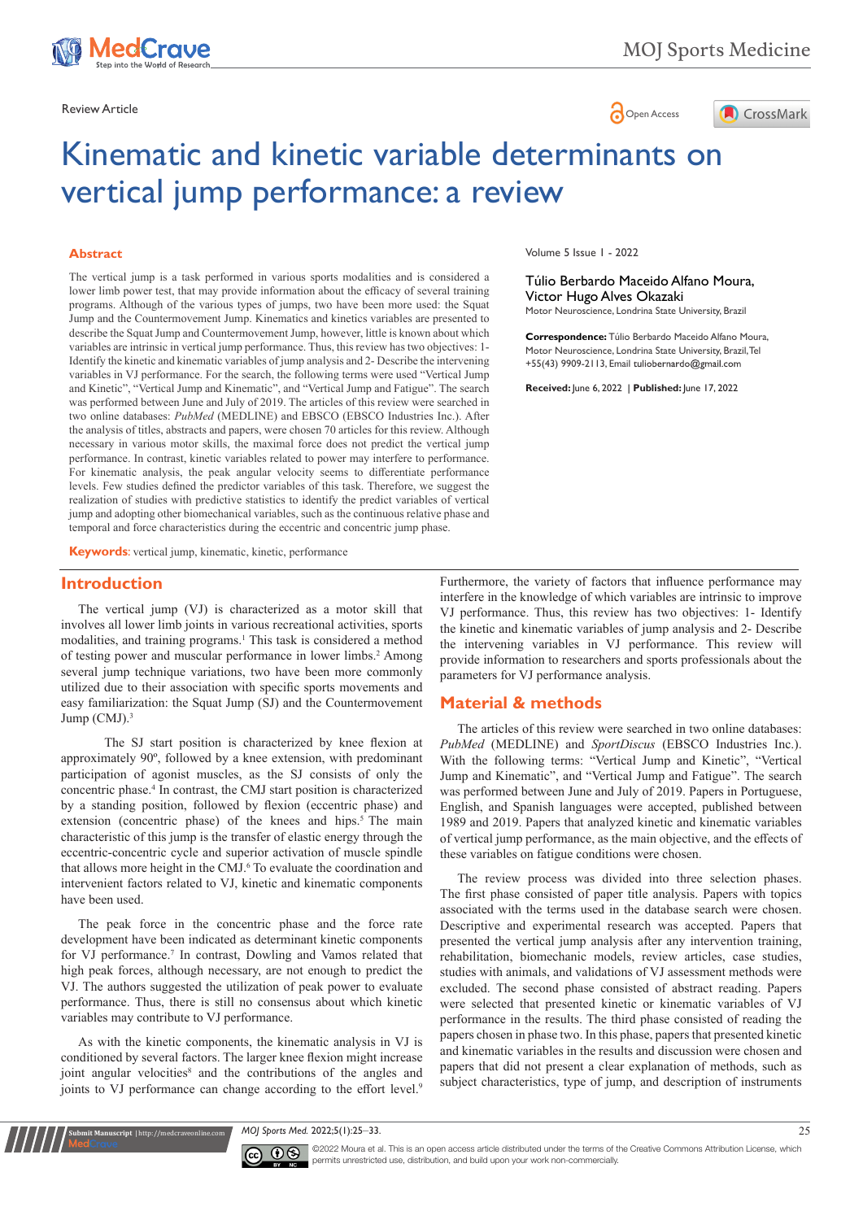Review Article

# Kinematic and kinetic variable determinants on vertical jump performance: a review

Volume 5 Issue 1 - 2022

Túlio Berbardo Maceido Alfano Moura, Victor Hugo Alves Okazaki

Motor Neuroscience, Londrina State University, Brazil

**Correspondence:** Túlio Berbardo Maceido Alfano Moura, Motor Neuroscience, Londrina State University, Brazil, Tel +55(43) 9909-2113, Email tuliobernardo@gmail.com

**Received:** June 6, 2022 | **Published:** June 17, 2022

## Abstract

The vertical jump is a task performed in various sports modalities and is considered a lower limb power test, that may provide information about the efficacy of several training programs. Although of the various types of jumps, two have been more used: the Squat Jump and the Countermovement Jump. Kinematics and kinetics variables are presented to describe the Squat Jump and Countermovement Jump, however, little is known about which variables are intrinsic in vertical jump performance. Thus, this review has two objectives: 1- Identify the kinetic and kinematic variables of jump analysis and 2- Describe the intervening variables in VJ performance. For the search, the following terms were used "Vertical Jump and Kinetic", "Vertical Jump and Kinematic", and "Vertical Jump and Fatigue". The search was performed between June and July of 2019. The articles of this review were searched in two online databases: *PubMed* (MEDLINE) and EBSCO (EBSCO Industries Inc.). After the analysis of titles, abstracts and papers, were chosen 70 articles for this review. Although necessary in various motor skills, the maximal force does not predict the vertical jump performance. In contrast, kinetic variables related to power may interfere to performance. For kinematic analysis, the peak angular velocity seems to differentiate performance levels. Few studies defined the predictor variables of this task. Therefore, we suggest the realization of studies with predictive statistics to identify the predict variables of vertical jump and adopting other biomechanical variables, such as the continuous relative phase and temporal and force characteristics during the eccentric and concentric jump phase.

**Keywords:** vertical jump, kinematic, kinetic, performance

## Introduction

The vertical jump (VJ) is characterized as a motor skill that involves all lower limb joints in various recreational activities, sports modalities, and training programs.[1] This task is considered a method of testing power and muscular performance in lower limbs.[2] Among several jump technique variations, two have been more commonly utilized due to their association with specific sports movements and easy familiarization: the Squat Jump (SJ) and the Countermovement Jump (CMJ).[3]

The SJ start position is characterized by knee flexion at approximately 90º, followed by a knee extension, with predominant participation of agonist muscles, as the SJ consists of only the concentric phase.[4] In contrast, the CMJ start position is characterized by a standing position, followed by flexion (eccentric phase) and extension (concentric phase) of the knees and hips.[5] The main characteristic of this jump is the transfer of elastic energy through the eccentric-concentric cycle and superior activation of muscle spindle that allows more height in the CMJ.[6] To evaluate the coordination and intervenient factors related to VJ, kinetic and kinematic components have been used.

The peak force in the concentric phase and the force rate development have been indicated as determinant kinetic components for VJ performance.[7] In contrast, Dowling and Vamos related that high peak forces, although necessary, are not enough to predict the VJ. The authors suggested the utilization of peak power to evaluate performance. Thus, there is still no consensus about which kinetic variables may contribute to VJ performance.

As with the kinetic components, the kinematic analysis in VJ is conditioned by several factors. The larger knee flexion might increase joint angular velocities[8] and the contributions of the angles and joints to VJ performance can change according to the effort level.[9] Furthermore, the variety of factors that influence performance may interfere in the knowledge of which variables are intrinsic to improve VJ performance. Thus, this review has two objectives: 1- Identify the kinetic and kinematic variables of jump analysis and 2- Describe the intervening variables in VJ performance. This review will provide information to researchers and sports professionals about the parameters for VJ performance analysis.

## Material & methods

The articles of this review were searched in two online databases: *PubMed* (MEDLINE) and *SportDiscus* (EBSCO Industries Inc.). With the following terms: "Vertical Jump and Kinetic", "Vertical Jump and Kinematic", and "Vertical Jump and Fatigue". The search was performed between June and July of 2019. Papers in Portuguese, English, and Spanish languages were accepted, published between 1989 and 2019. Papers that analyzed kinetic and kinematic variables of vertical jump performance, as the main objective, and the effects of these variables on fatigue conditions were chosen.

The review process was divided into three selection phases. The first phase consisted of paper title analysis. Papers with topics associated with the terms used in the database search were chosen. Descriptive and experimental research was accepted. Papers that presented the vertical jump analysis after any intervention training, rehabilitation, biomechanic models, review articles, case studies, studies with animals, and validations of VJ assessment methods were excluded. The second phase consisted of abstract reading. Papers were selected that presented kinetic or kinematic variables of VJ performance in the results. The third phase consisted of reading the papers chosen in phase two. In this phase, papers that presented kinetic and kinematic variables in the results and discussion were chosen and papers that did not present a clear explanation of methods, such as subject characteristics, type of jump, and description of instruments

©2022 Moura et al. This is an open access article distributed under the terms of the Creative Commons Attribution License, which permits unrestricted use, distribution, and build upon your work non-commercially.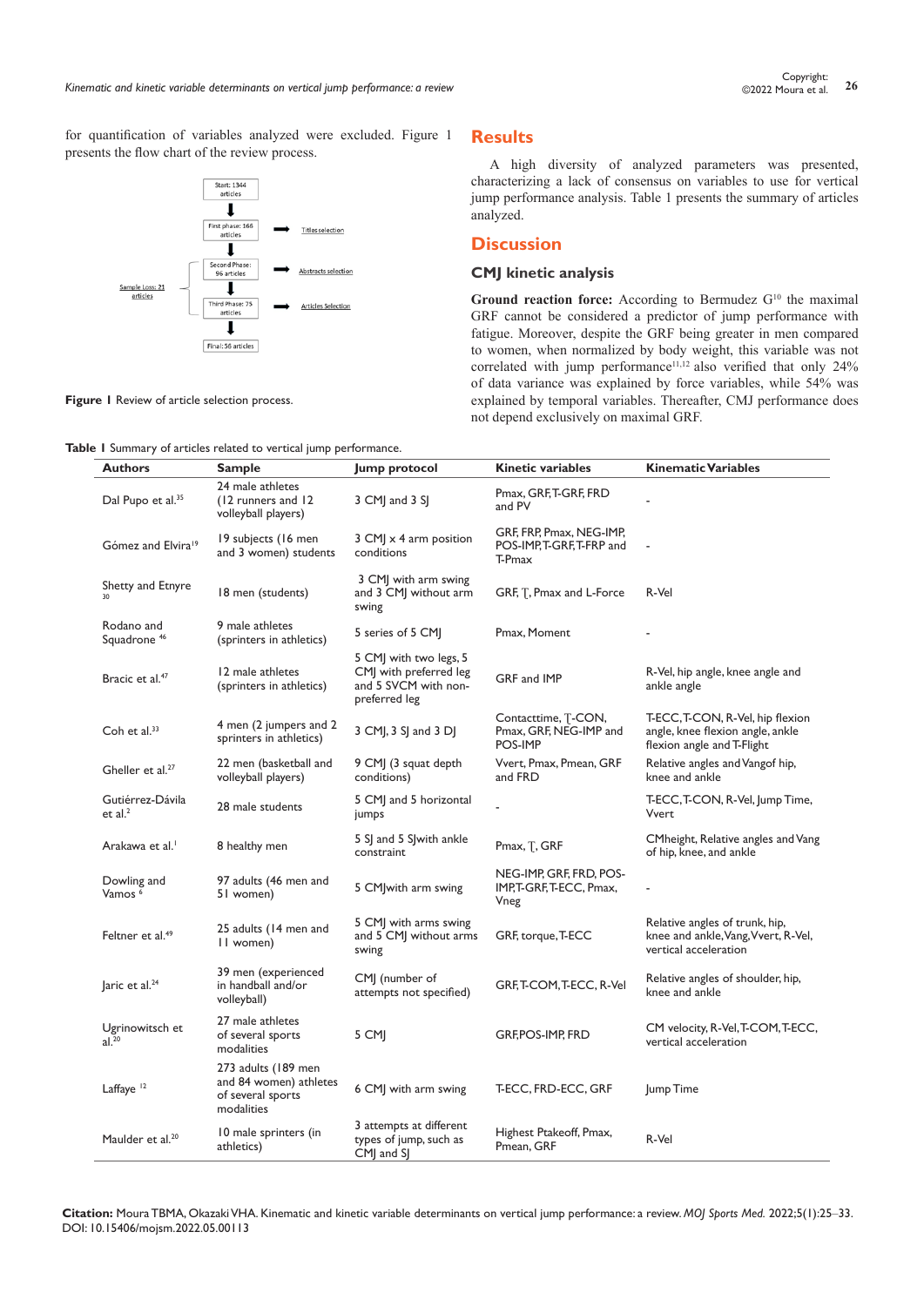for quantification of variables analyzed were excluded. Figure 1 presents the flow chart of the review process.

Start: 1344 articles

First phase: 166 articles → Titles selection

Second Phase: 96 articles → Abstracts selection

Sample Loss: 21 articles

Third Phase: 75 articles → Articles Selection

Final: 56 articles

**Figure 1** Review of article selection process.

## Results

A high diversity of analyzed parameters was presented, characterizing a lack of consensus on variables to use for vertical jump performance analysis. Table 1 presents the summary of articles analyzed.

## Discussion

### CMJ kinetic analysis

**Ground reaction force:** According to Bermudez G[10] the maximal GRF cannot be considered a predictor of jump performance with fatigue. Moreover, despite the GRF being greater in men compared to women, when normalized by body weight, this variable was not correlated with jump performance[11,12] also verified that only 24% of data variance was explained by force variables, while 54% was explained by temporal variables. Thereafter, CMJ performance does not depend exclusively on maximal GRF.

**Table 1** Summary of articles related to vertical jump performance.

| Authors | Sample | Jump protocol | Kinetic variables | Kinematic Variables |
|---|---|---|---|---|
| Dal Pupo et al.[35] | 24 male athletes (12 runners and 12 volleyball players) | 3 CMJ and 3 SJ | Pmax, GRF, T-GRF, FRD and PV | - |
| Gómez and Elvira[19] | 19 subjects (16 men and 3 women) students | 3 CMJ x 4 arm position conditions | GRF, FRP, Pmax, NEG-IMP, POS-IMP, T-GRF, T-FRP and T-Pmax | - |
| Shetty and Etnyre[30] | 18 men (students) | 3 CMJ with arm swing and 3 CMJ without arm swing | GRF, T, Pmax and L-Force | R-Vel |
| Rodano and Squadrone[46] | 9 male athletes (sprinters in athletics) | 5 series of 5 CMJ | Pmax, Moment | - |
| Bracic et al.[47] | 12 male athletes (sprinters in athletics) | 5 CMJ with two legs, 5 CMJ with preferred leg and 5 SVCM with non-preferred leg | GRF and IMP | R-Vel, hip angle, knee angle and ankle angle |
| Coh et al.[33] | 4 men (2 jumpers and 2 sprinters in athletics) | 3 CMJ, 3 SJ and 3 DJ | Contacttime, T-CON, Pmax, GRF, NEG-IMP and POS-IMP | T-ECC, T-CON, R-Vel, hip flexion angle, knee flexion angle, ankle flexion angle and T-Flight |
| Gheller et al.[27] | 22 men (basketball and volleyball players) | 9 CMJ (3 squat depth conditions) | Vvert, Pmax, Pmean, GRF and FRD | Relative angles and Vangof hip, knee and ankle |
| Gutiérrez-Dávila et al.[2] | 28 male students | 5 CMJ and 5 horizontal jumps | - | T-ECC, T-CON, R-Vel, Jump Time, Vvert |
| Arakawa et al.[1] | 8 healthy men | 5 SJ and 5 SJwith ankle constraint | Pmax, T, GRF | CMheight, Relative angles and Vang of hip, knee, and ankle |
| Dowling and Vamos[6] | 97 adults (46 men and 51 women) | 5 CMJwith arm swing | NEG-IMP, GRF, FRD, POS-IMP, T-GRF, T-ECC, Pmax, Vneg | - |
| Feltner et al.[49] | 25 adults (14 men and 11 women) | 5 CMJ with arms swing and 5 CMJ without arms swing | GRF, torque, T-ECC | Relative angles of trunk, hip, knee and ankle, Vang, Vvert, R-Vel, vertical acceleration |
| Jaric et al.[24] | 39 men (experienced in handball and/or volleyball) | CMJ (number of attempts not specified) | GRF, T-COM, T-ECC, R-Vel | Relative angles of shoulder, hip, knee and ankle |
| Ugrinowitsch et al.[20] | 27 male athletes of several sports modalities | 5 CMJ | GRF, POS-IMP, FRD | CM velocity, R-Vel, T-COM, T-ECC, vertical acceleration |
| Laffaye[12] | 273 adults (189 men and 84 women) athletes of several sports modalities | 6 CMJ with arm swing | T-ECC, FRD-ECC, GRF | Jump Time |
| Maulder et al.[20] | 10 male sprinters (in athletics) | 3 attempts at different types of jump, such as CMJ and SJ | Highest Ptakeoff, Pmax, Pmean, GRF | R-Vel |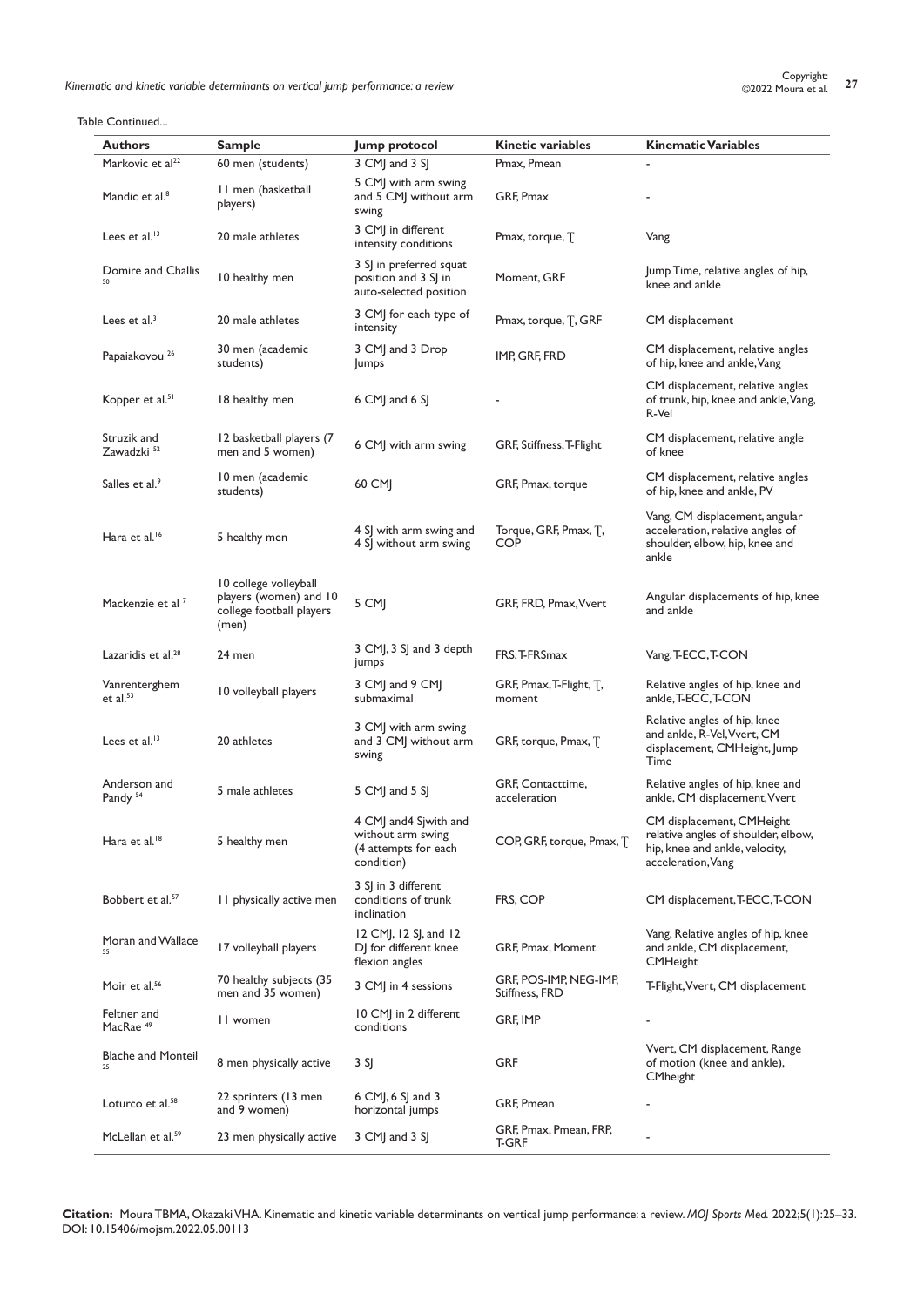Table Continued...

| Authors | Sample | Jump protocol | Kinetic variables | Kinematic Variables |
|---|---|---|---|---|
| Markovic et al[22] | 60 men (students) | 3 CMJ and 3 SJ | Pmax, Pmean | - |
| Mandic et al.[8] | 11 men (basketball players) | 5 CMJ with arm swing and 5 CMJ without arm swing | GRF, Pmax | - |
| Lees et al.[13] | 20 male athletes | 3 CMJ in different intensity conditions | Pmax, torque, Ʈ | Vang |
| Domire and Challis [50] | 10 healthy men | 3 SJ in preferred squat position and 3 SJ in auto-selected position | Moment, GRF | Jump Time, relative angles of hip, knee and ankle |
| Lees et al.[31] | 20 male athletes | 3 CMJ for each type of intensity | Pmax, torque, Ʈ, GRF | CM displacement |
| Papaiakovou [26] | 30 men (academic students) | 3 CMJ and 3 Drop Jumps | IMP, GRF, FRD | CM displacement, relative angles of hip, knee and ankle, Vang |
| Kopper et al.[51] | 18 healthy men | 6 CMJ and 6 SJ | - | CM displacement, relative angles of trunk, hip, knee and ankle, Vang, R-Vel |
| Struzik and Zawadzki [52] | 12 basketball players (7 men and 5 women) | 6 CMJ with arm swing | GRF, Stiffness, T-Flight | CM displacement, relative angle of knee |
| Salles et al.[9] | 10 men (academic students) | 60 CMJ | GRF, Pmax, torque | CM displacement, relative angles of hip, knee and ankle, PV |
| Hara et al.[16] | 5 healthy men | 4 SJ with arm swing and 4 SJ without arm swing | Torque, GRF, Pmax, Ʈ, COP | Vang, CM displacement, angular acceleration, relative angles of shoulder, elbow, hip, knee and ankle |
| Mackenzie et al [7] | 10 college volleyball players (women) and 10 college football players (men) | 5 CMJ | GRF, FRD, Pmax, Vvert | Angular displacements of hip, knee and ankle |
| Lazaridis et al.[28] | 24 men | 3 CMJ, 3 SJ and 3 depth jumps | FRS, T-FRSmax | Vang, T-ECC, T-CON |
| Vanrenterghem et al.[53] | 10 volleyball players | 3 CMJ and 9 CMJ submaximal | GRF, Pmax, T-Flight, Ʈ, moment | Relative angles of hip, knee and ankle, T-ECC, T-CON |
| Lees et al.[13] | 20 athletes | 3 CMJ with arm swing and 3 CMJ without arm swing | GRF, torque, Pmax, Ʈ | Relative angles of hip, knee and ankle, R-Vel, Vvert, CM displacement, CMHeight, Jump Time |
| Anderson and Pandy [54] | 5 male athletes | 5 CMJ and 5 SJ | GRF, Contacttime, acceleration | Relative angles of hip, knee and ankle, CM displacement, Vvert |
| Hara et al.[18] | 5 healthy men | 4 CMJ and4 Sjwith and without arm swing (4 attempts for each condition) | COP, GRF, torque, Pmax, Ʈ | CM displacement, CMHeight relative angles of shoulder, elbow, hip, knee and ankle, velocity, acceleration, Vang |
| Bobbert et al.[57] | 11 physically active men | 3 SJ in 3 different conditions of trunk inclination | FRS, COP | CM displacement, T-ECC, T-CON |
| Moran and Wallace [55] | 17 volleyball players | 12 CMJ, 12 SJ, and 12 DJ for different knee flexion angles | GRF, Pmax, Moment | Vang, Relative angles of hip, knee and ankle, CM displacement, CMHeight |
| Moir et al.[56] | 70 healthy subjects (35 men and 35 women) | 3 CMJ in 4 sessions | GRF, POS-IMP, NEG-IMP, Stiffness, FRD | T-Flight, Vvert, CM displacement |
| Feltner and MacRae [49] | 11 women | 10 CMJ in 2 different conditions | GRF, IMP | - |
| Blache and Monteil [25] | 8 men physically active | 3 SJ | GRF | Vvert, CM displacement, Range of motion (knee and ankle), CMheight |
| Loturco et al.[58] | 22 sprinters (13 men and 9 women) | 6 CMJ, 6 SJ and 3 horizontal jumps | GRF, Pmean | - |
| McLellan et al.[59] | 23 men physically active | 3 CMJ and 3 SJ | GRF, Pmax, Pmean, FRP, T-GRF | - |

**Citation:** Moura TBMA, Okazaki VHA. Kinematic and kinetic variable determinants on vertical jump performance: a review. *MOJ Sports Med.* 2022;5(1):25‒33. DOI: 10.15406/mojsm.2022.05.00113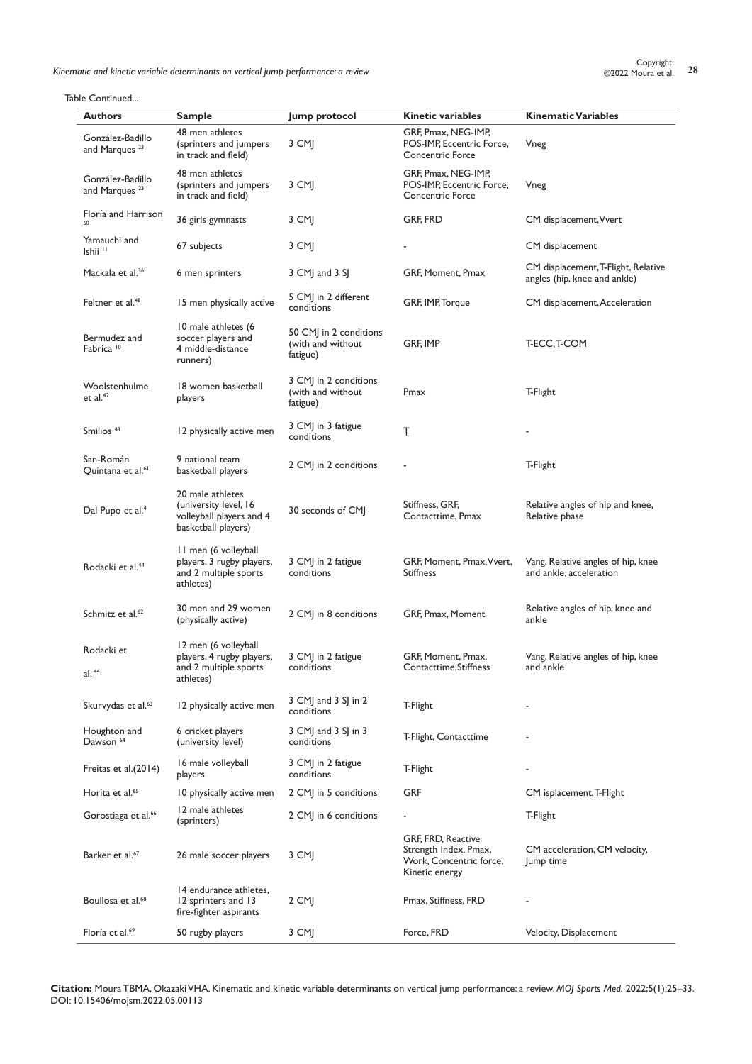Table Continued...

| Authors | Sample | Jump protocol | Kinetic variables | Kinematic Variables |
|---|---|---|---|---|
| González-Badillo and Marques [23] | 48 men athletes (sprinters and jumpers in track and field) | 3 CMJ | GRF, Pmax, NEG-IMP, POS-IMP, Eccentric Force, Concentric Force | Vneg |
| González-Badillo and Marques [23] | 48 men athletes (sprinters and jumpers in track and field) | 3 CMJ | GRF, Pmax, NEG-IMP, POS-IMP, Eccentric Force, Concentric Force | Vneg |
| Floría and Harrison [60] | 36 girls gymnasts | 3 CMJ | GRF, FRD | CM displacement, Vvert |
| Yamauchi and Ishii [11] | 67 subjects | 3 CMJ | - | CM displacement |
| Mackala et al.[36] | 6 men sprinters | 3 CMJ and 3 SJ | GRF, Moment, Pmax | CM displacement, T-Flight, Relative angles (hip, knee and ankle) |
| Feltner et al.[48] | 15 men physically active | 5 CMJ in 2 different conditions | GRF, IMP, Torque | CM displacement, Acceleration |
| Bermudez and Fabrica [10] | 10 male athletes (6 soccer players and 4 middle-distance runners) | 50 CMJ in 2 conditions (with and without fatigue) | GRF, IMP | T-ECC, T-COM |
| Woolstenhulme et al.[42] | 18 women basketball players | 3 CMJ in 2 conditions (with and without fatigue) | Pmax | T-Flight |
| Smilios [43] | 12 physically active men | 3 CMJ in 3 fatigue conditions | Ƭ | - |
| San-Román Quintana et al.[61] | 9 national team basketball players | 2 CMJ in 2 conditions | - | T-Flight |
| Dal Pupo et al.[4] | 20 male athletes (university level, 16 volleyball players and 4 basketball players) | 30 seconds of CMJ | Stiffness, GRF, Contacttime, Pmax | Relative angles of hip and knee, Relative phase |
| Rodacki et al.[44] | 11 men (6 volleyball players, 3 rugby players, and 2 multiple sports athletes) | 3 CMJ in 2 fatigue conditions | GRF, Moment, Pmax, Vvert, Stiffness | Vang, Relative angles of hip, knee and ankle, acceleration |
| Schmitz et al.[62] | 30 men and 29 women (physically active) | 2 CMJ in 8 conditions | GRF, Pmax, Moment | Relative angles of hip, knee and ankle |
| Rodacki et al. [44] | 12 men (6 volleyball players, 4 rugby players, and 2 multiple sports athletes) | 3 CMJ in 2 fatigue conditions | GRF, Moment, Pmax, Contacttime, Stiffness | Vang, Relative angles of hip, knee and ankle |
| Skurvydas et al.[63] | 12 physically active men | 3 CMJ and 3 SJ in 2 conditions | T-Flight | - |
| Houghton and Dawson [64] | 6 cricket players (university level) | 3 CMJ and 3 SJ in 3 conditions | T-Flight, Contacttime | - |
| Freitas et al.(2014) | 16 male volleyball players | 3 CMJ in 2 fatigue conditions | T-Flight | - |
| Horita et al.[65] | 10 physically active men | 2 CMJ in 5 conditions | GRF | CM isplacement, T-Flight |
| Gorostiaga et al.[66] | 12 male athletes (sprinters) | 2 CMJ in 6 conditions | - | T-Flight |
| Barker et al.[67] | 26 male soccer players | 3 CMJ | GRF, FRD, Reactive Strength Index, Pmax, Work, Concentric force, Kinetic energy | CM acceleration, CM velocity, Jump time |
| Boullosa et al.[68] | 14 endurance athletes, 12 sprinters and 13 fire-fighter aspirants | 2 CMJ | Pmax, Stiffness, FRD | - |
| Floría et al.[69] | 50 rugby players | 3 CMJ | Force, FRD | Velocity, Displacement |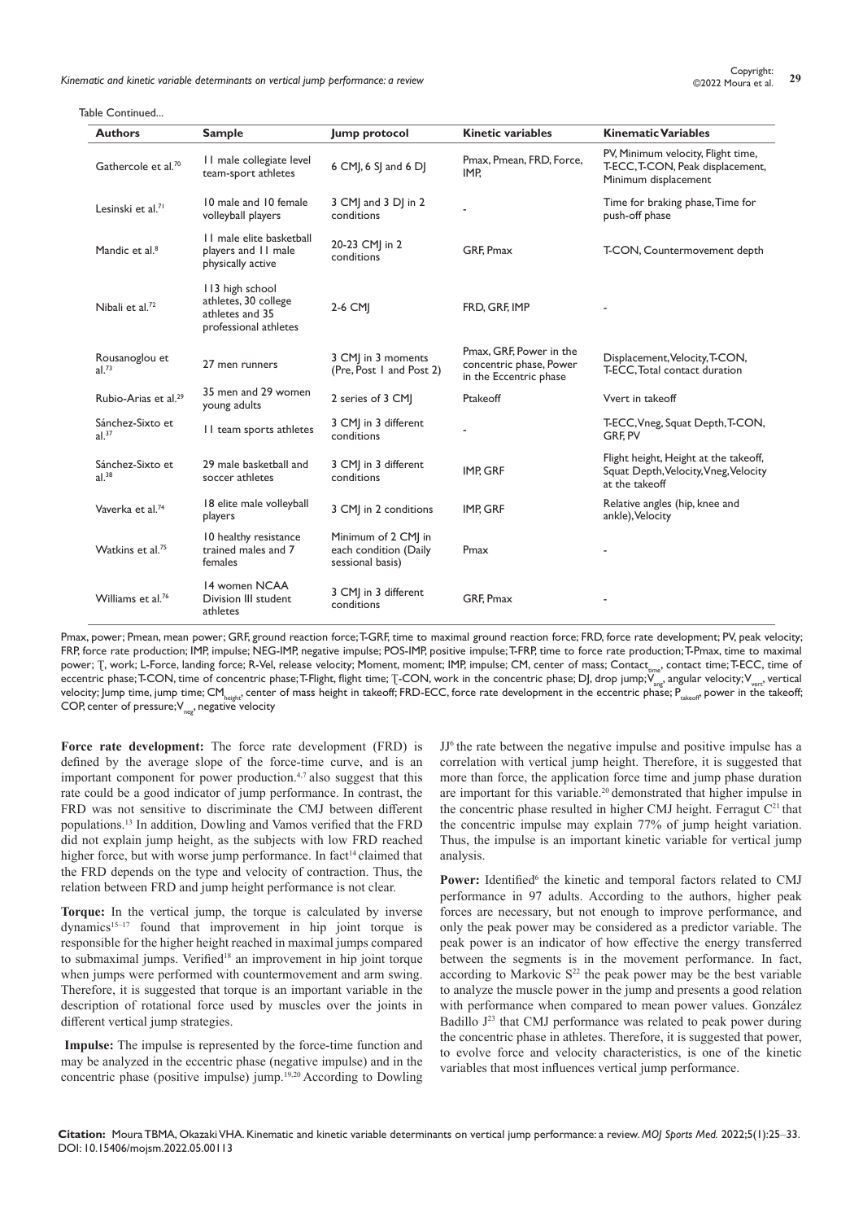Table Continued...

| Authors | Sample | Jump protocol | Kinetic variables | Kinematic Variables |
|---|---|---|---|---|
| Gathercole et al.[70] | 11 male collegiate level team-sport athletes | 6 CMJ, 6 SJ and 6 DJ | Pmax, Pmean, FRD, Force, IMP, | PV, Minimum velocity, Flight time, T-ECC, T-CON, Peak displacement, Minimum displacement |
| Lesinski et al.[71] | 10 male and 10 female volleyball players | 3 CMJ and 3 DJ in 2 conditions | - | Time for braking phase, Time for push-off phase |
| Mandic et al.[8] | 11 male elite basketball players and 11 male physically active | 20-23 CMJ in 2 conditions | GRF, Pmax | T-CON, Countermovement depth |
| Nibali et al.[72] | 113 high school athletes, 30 college athletes and 35 professional athletes | 2-6 CMJ | FRD, GRF, IMP | - |
| Rousanoglou et al.[73] | 27 men runners | 3 CMJ in 3 moments (Pre, Post 1 and Post 2) | Pmax, GRF, Power in the concentric phase, Power in the Eccentric phase | Displacement, Velocity, T-CON, T-ECC, Total contact duration |
| Rubio-Arias et al.[29] | 35 men and 29 women young adults | 2 series of 3 CMJ | Ptakeoff | Vvert in takeoff |
| Sánchez-Sixto et al.[37] | 11 team sports athletes | 3 CMJ in 3 different conditions | - | T-ECC, Vneg, Squat Depth, T-CON, GRF, PV |
| Sánchez-Sixto et al.[38] | 29 male basketball and soccer athletes | 3 CMJ in 3 different conditions | IMP, GRF | Flight height, Height at the takeoff, Squat Depth, Velocity, Vneg, Velocity at the takeoff |
| Vaverka et al.[74] | 18 elite male volleyball players | 3 CMJ in 2 conditions | IMP, GRF | Relative angles (hip, knee and ankle), Velocity |
| Watkins et al.[75] | 10 healthy resistance trained males and 7 females | Minimum of 2 CMJ in each condition (Daily sessional basis) | Pmax | - |
| Williams et al.[76] | 14 women NCAA Division III student athletes | 3 CMJ in 3 different conditions | GRF, Pmax | - |

Pmax, power; Pmean, mean power; GRF, ground reaction force; T-GRF, time to maximal ground reaction force; FRD, force rate development; PV, peak velocity; FRP, force rate production; IMP, impulse; NEG-IMP, negative impulse; POS-IMP, positive impulse; T-FRP, time to force rate production; T-Pmax, time to maximal power; Ƭ, work; L-Force, landing force; R-Vel, release velocity; Moment, moment; IMP, impulse; CM, center of mass; $Contact_{time}$, contact time; T-ECC, time of eccentric phase; T-CON, time of concentric phase; T-Flight, flight time; Ƭ-CON, work in the concentric phase; DJ, drop jump; $V_{ang}$, angular velocity; $V_{vert}$, vertical velocity; Jump time, jump time; $CM_{height}$, center of mass height in takeoff; FRD-ECC, force rate development in the eccentric phase; $P_{takeoff}$, power in the takeoff; COP, center of pressure; $V_{neg}$, negative velocity

**Force rate development:** The force rate development (FRD) is defined by the average slope of the force-time curve, and is an important component for power production.[4,7] also suggest that this rate could be a good indicator of jump performance. In contrast, the FRD was not sensitive to discriminate the CMJ between different populations.[13] In addition, Dowling and Vamos verified that the FRD did not explain jump height, as the subjects with low FRD reached higher force, but with worse jump performance. In fact[14] claimed that the FRD depends on the type and velocity of contraction. Thus, the relation between FRD and jump height performance is not clear.

**Torque:** In the vertical jump, the torque is calculated by inverse dynamics[15–17] found that improvement in hip joint torque is responsible for the higher height reached in maximal jumps compared to submaximal jumps. Verified[18] an improvement in hip joint torque when jumps were performed with countermovement and arm swing. Therefore, it is suggested that torque is an important variable in the description of rotational force used by muscles over the joints in different vertical jump strategies.

**Impulse:** The impulse is represented by the force-time function and may be analyzed in the eccentric phase (negative impulse) and in the concentric phase (positive impulse) jump.[19,20] According to Dowling JJ[6] the rate between the negative impulse and positive impulse has a correlation with vertical jump height. Therefore, it is suggested that more than force, the application force time and jump phase duration are important for this variable.[20] demonstrated that higher impulse in the concentric phase resulted in higher CMJ height. Ferragut C[21] that the concentric impulse may explain 77% of jump height variation. Thus, the impulse is an important kinetic variable for vertical jump analysis.

**Power:** Identified[6] the kinetic and temporal factors related to CMJ performance in 97 adults. According to the authors, higher peak forces are necessary, but not enough to improve performance, and only the peak power may be considered as a predictor variable. The peak power is an indicator of how effective the energy transferred between the segments is in the movement performance. In fact, according to Markovic S[22] the peak power may be the best variable to analyze the muscle power in the jump and presents a good relation with performance when compared to mean power values. González Badillo J[23] that CMJ performance was related to peak power during the concentric phase in athletes. Therefore, it is suggested that power, to evolve force and velocity characteristics, is one of the kinetic variables that most influences vertical jump performance.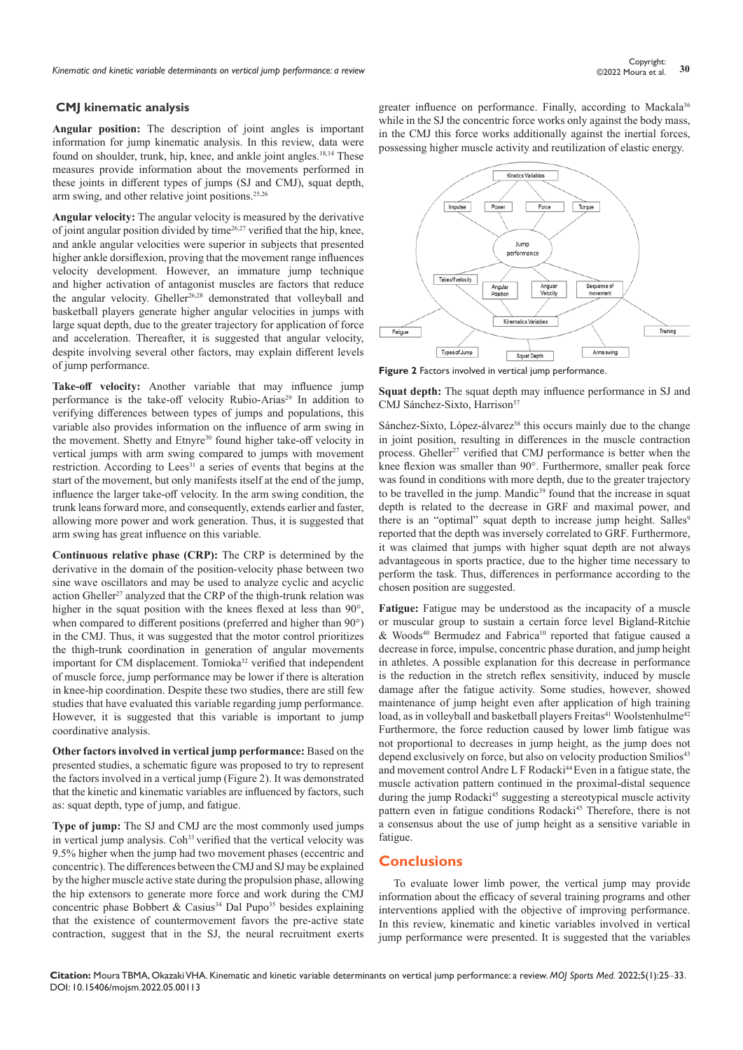## CMJ kinematic analysis

**Angular position:** The description of joint angles is important information for jump kinematic analysis. In this review, data were found on shoulder, trunk, hip, knee, and ankle joint angles.[18,14] These measures provide information about the movements performed in these joints in different types of jumps (SJ and CMJ), squat depth, arm swing, and other relative joint positions.[25,26]

**Angular velocity:** The angular velocity is measured by the derivative of joint angular position divided by time[26,27] verified that the hip, knee, and ankle angular velocities were superior in subjects that presented higher ankle dorsiflexion, proving that the movement range influences velocity development. However, an immature jump technique and higher activation of antagonist muscles are factors that reduce the angular velocity. Gheller[26,28] demonstrated that volleyball and basketball players generate higher angular velocities in jumps with large squat depth, due to the greater trajectory for application of force and acceleration. Thereafter, it is suggested that angular velocity, despite involving several other factors, may explain different levels of jump performance.

**Take-off velocity:** Another variable that may influence jump performance is the take-off velocity Rubio-Arias[29] In addition to verifying differences between types of jumps and populations, this variable also provides information on the influence of arm swing in the movement. Shetty and Etnyre[30] found higher take-off velocity in vertical jumps with arm swing compared to jumps with movement restriction. According to Lees[31] a series of events that begins at the start of the movement, but only manifests itself at the end of the jump, influence the larger take-off velocity. In the arm swing condition, the trunk leans forward more, and consequently, extends earlier and faster, allowing more power and work generation. Thus, it is suggested that arm swing has great influence on this variable.

**Continuous relative phase (CRP):** The CRP is determined by the derivative in the domain of the position-velocity phase between two sine wave oscillators and may be used to analyze cyclic and acyclic action Gheller[27] analyzed that the CRP of the thigh-trunk relation was higher in the squat position with the knees flexed at less than 90°, when compared to different positions (preferred and higher than 90°) in the CMJ. Thus, it was suggested that the motor control prioritizes the thigh-trunk coordination in generation of angular movements important for CM displacement. Tomioka[32] verified that independent of muscle force, jump performance may be lower if there is alteration in knee-hip coordination. Despite these two studies, there are still few studies that have evaluated this variable regarding jump performance. However, it is suggested that this variable is important to jump coordinative analysis.

**Other factors involved in vertical jump performance:** Based on the presented studies, a schematic figure was proposed to try to represent the factors involved in a vertical jump (Figure 2). It was demonstrated that the kinetic and kinematic variables are influenced by factors, such as: squat depth, type of jump, and fatigue.

**Type of jump:** The SJ and CMJ are the most commonly used jumps in vertical jump analysis. Coh[33] verified that the vertical velocity was 9.5% higher when the jump had two movement phases (eccentric and concentric). The differences between the CMJ and SJ may be explained by the higher muscle active state during the propulsion phase, allowing the hip extensors to generate more force and work during the CMJ concentric phase Bobbert & Casius[34] Dal Pupo[35] besides explaining that the existence of countermovement favors the pre-active state contraction, suggest that in the SJ, the neural recruitment exerts greater influence on performance. Finally, according to Mackala[36] while in the SJ the concentric force works only against the body mass, in the CMJ this force works additionally against the inertial forces, possessing higher muscle activity and reutilization of elastic energy.

**Figure 2** Factors involved in vertical jump performance.

**Squat depth:** The squat depth may influence performance in SJ and CMJ Sánchez-Sixto, Harrison[37]

Sánchez-Sixto, López-álvarez[38] this occurs mainly due to the change in joint position, resulting in differences in the muscle contraction process. Gheller[27] verified that CMJ performance is better when the knee flexion was smaller than 90°. Furthermore, smaller peak force was found in conditions with more depth, due to the greater trajectory to be travelled in the jump. Mandic[39] found that the increase in squat depth is related to the decrease in GRF and maximal power, and there is an "optimal" squat depth to increase jump height. Salles[9] reported that the depth was inversely correlated to GRF. Furthermore, it was claimed that jumps with higher squat depth are not always advantageous in sports practice, due to the higher time necessary to perform the task. Thus, differences in performance according to the chosen position are suggested.

**Fatigue:** Fatigue may be understood as the incapacity of a muscle or muscular group to sustain a certain force level Bigland-Ritchie & Woods[40] Bermudez and Fabrica[10] reported that fatigue caused a decrease in force, impulse, concentric phase duration, and jump height in athletes. A possible explanation for this decrease in performance is the reduction in the stretch reflex sensitivity, induced by muscle damage after the fatigue activity. Some studies, however, showed maintenance of jump height even after application of high training load, as in volleyball and basketball players Freitas[41] Woolstenhulme[42] Furthermore, the force reduction caused by lower limb fatigue was not proportional to decreases in jump height, as the jump does not depend exclusively on force, but also on velocity production Smilios[43] and movement control Andre L F Rodacki[44] Even in a fatigue state, the muscle activation pattern continued in the proximal-distal sequence during the jump Rodacki[45] suggesting a stereotypical muscle activity pattern even in fatigue conditions Rodacki[45] Therefore, there is not a consensus about the use of jump height as a sensitive variable in fatigue.

## Conclusions

To evaluate lower limb power, the vertical jump may provide information about the efficacy of several training programs and other interventions applied with the objective of improving performance. In this review, kinematic and kinetic variables involved in vertical jump performance were presented. It is suggested that the variables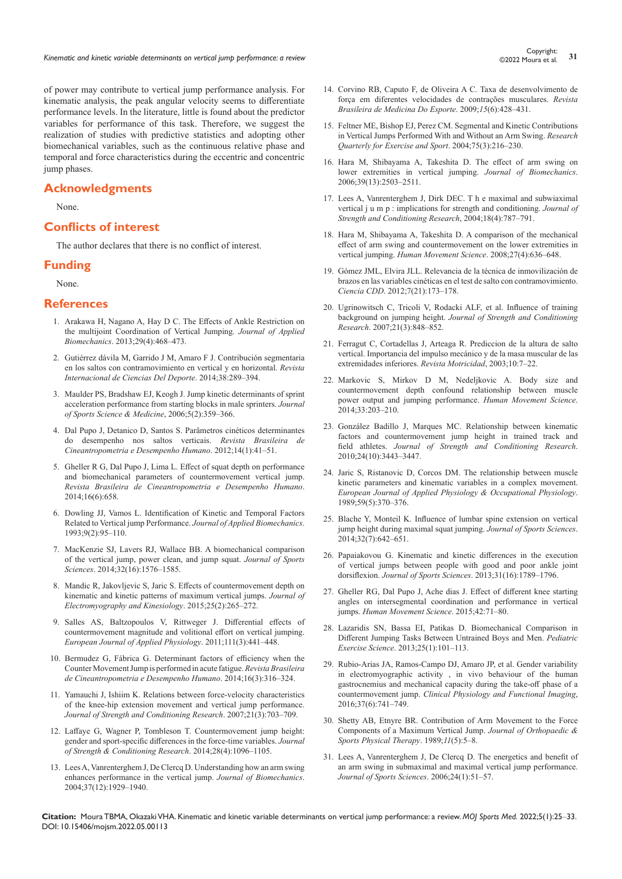of power may contribute to vertical jump performance analysis. For kinematic analysis, the peak angular velocity seems to differentiate performance levels. In the literature, little is found about the predictor variables for performance of this task. Therefore, we suggest the realization of studies with predictive statistics and adopting other biomechanical variables, such as the continuous relative phase and temporal and force characteristics during the eccentric and concentric jump phases.

## Acknowledgments

None.

## Conflicts of interest

The author declares that there is no conflict of interest.

## Funding

None.

## References

1. Arakawa H, Nagano A, Hay D C. The Effects of Ankle Restriction on the multijoint Coordination of Vertical Jumping. *Journal of Applied Biomechanics*. 2013;29(4):468–473.
2. Gutiérrez dávila M, Garrido J M, Amaro F J. Contribución segmentaria en los saltos con contramovimiento en vertical y en horizontal. *Revista Internacional de Ciencias Del Deporte*. 2014;38:289–394.
3. Maulder PS, Bradshaw EJ, Keogh J. Jump kinetic determinants of sprint acceleration performance from starting blocks in male sprinters. *Journal of Sports Science & Medicine*, 2006;5(2):359–366.
4. Dal Pupo J, Detanico D, Santos S. Parâmetros cinéticos determinantes do desempenho nos saltos verticais. *Revista Brasileira de Cineantropometria e Desempenho Humano*. 2012;14(1):41–51.
5. Gheller R G, Dal Pupo J, Lima L. Effect of squat depth on performance and biomechanical parameters of countermovement vertical jump. *Revista Brasileira de Cineantropometria e Desempenho Humano*. 2014;16(6):658.
6. Dowling JJ, Vamos L. Identification of Kinetic and Temporal Factors Related to Vertical jump Performance. *Journal of Applied Biomechanics*. 1993;9(2):95–110.
7. MacKenzie SJ, Lavers RJ, Wallace BB. A biomechanical comparison of the vertical jump, power clean, and jump squat. *Journal of Sports Sciences*. 2014;32(16):1576–1585.
8. Mandic R, Jakovljevic S, Jaric S. Effects of countermovement depth on kinematic and kinetic patterns of maximum vertical jumps. *Journal of Electromyography and Kinesiology*. 2015;25(2):265–272.
9. Salles AS, Baltzopoulos V, Rittweger J. Differential effects of countermovement magnitude and volitional effort on vertical jumping. *European Journal of Applied Physiology*. 2011;111(3):441–448.
10. Bermudez G, Fábrica G. Determinant factors of efficiency when the Counter Movement Jump is performed in acute fatigue. *Revista Brasileira de Cineantropometria e Desempenho Humano*. 2014;16(3):316–324.
11. Yamauchi J, Ishiim K. Relations between force-velocity characteristics of the knee-hip extension movement and vertical jump performance. *Journal of Strength and Conditioning Research*. 2007;21(3):703–709.
12. Laffaye G, Wagner P, Tombleson T. Countermovement jump height: gender and sport-specific differences in the force-time variables. *Journal of Strength & Conditioning Research*. 2014;28(4):1096–1105.
13. Lees A, Vanrenterghem J, De Clercq D. Understanding how an arm swing enhances performance in the vertical jump. *Journal of Biomechanics*. 2004;37(12):1929–1940.
14. Corvino RB, Caputo F, de Oliveira A C. Taxa de desenvolvimento de força em diferentes velocidades de contrações musculares. *Revista Brasileira de Medicina Do Esporte*. 2009;*15*(6):428–431.
15. Feltner ME, Bishop EJ, Perez CM. Segmental and Kinetic Contributions in Vertical Jumps Performed With and Without an Arm Swing. *Research Quarterly for Exercise and Sport*. 2004;75(3):216–230.
16. Hara M, Shibayama A, Takeshita D. The effect of arm swing on lower extremities in vertical jumping. *Journal of Biomechanics*. 2006;39(13):2503–2511.
17. Lees A, Vanrenterghem J, Dirk DEC. T h e maximal and subwiaximal vertical j u m p : implications for strength and conditioning. *Journal of Strength and Conditioning Research*, 2004;18(4):787–791.
18. Hara M, Shibayama A, Takeshita D. A comparison of the mechanical effect of arm swing and countermovement on the lower extremities in vertical jumping. *Human Movement Science*. 2008;27(4):636–648.
19. Gómez JML, Elvira JLL. Relevancia de la técnica de inmovilización de brazos en las variables cinéticas en el test de salto con contramovimiento. *Ciencia CDD*. 2012;7(21):173–178.
20. Ugrinowitsch C, Tricoli V, Rodacki ALF, et al. Influence of training background on jumping heigth. *Journal of Strength and Conditioning Research*. 2007;21(3):848–852.
21. Ferragut C, Cortadellas J, Arteaga R. Prediccion de la altura de salto vertical. Importancia del impulso mecánico y de la masa muscular de las extremidades inferiores. *Revista Motricidad*, 2003;10:7–22.
22. Markovic S, Mirkov D M, Nedeljkovic A. Body size and countermovement depth confound relationship between muscle power output and jumping performance. *Human Movement Science*. 2014;33:203–210.
23. González Badillo J, Marques MC. Relationship between kinematic factors and countermovement jump height in trained track and field athletes. *Journal of Strength and Conditioning Research*. 2010;24(10):3443–3447.
24. Jaric S, Ristanovic D, Corcos DM. The relationship between muscle kinetic parameters and kinematic variables in a complex movement. *European Journal of Applied Physiology & Occupational Physiology*. 1989;59(5):370–376.
25. Blache Y, Monteil K. Influence of lumbar spine extension on vertical jump height during maximal squat jumping. *Journal of Sports Sciences*. 2014;32(7):642–651.
26. Papaiakovou G. Kinematic and kinetic differences in the execution of vertical jumps between people with good and poor ankle joint dorsiflexion. *Journal of Sports Sciences*. 2013;31(16):1789–1796.
27. Gheller RG, Dal Pupo J, Ache dias J. Effect of different knee starting angles on intersegmental coordination and performance in vertical jumps. *Human Movement Science*. 2015;42:71–80.
28. Lazaridis SN, Bassa EI, Patikas D. Biomechanical Comparison in Different Jumping Tasks Between Untrained Boys and Men. *Pediatric Exercise Science*. 2013;25(1):101–113.
29. Rubio-Arias JA, Ramos-Campo DJ, Amaro JP, et al. Gender variability in electromyographic activity , in vivo behaviour of the human gastrocnemius and mechanical capacity during the take-off phase of a countermovement jump. *Clinical Physiology and Functional Imaging*, 2016;37(6):741–749.
30. Shetty AB, Etnyre BR. Contribution of Arm Movement to the Force Components of a Maximum Vertical Jump. *Journal of Orthopaedic & Sports Physical Therapy*. 1989;*11*(5):5–8.
31. Lees A, Vanrenterghem J, De Clercq D. The energetics and benefit of an arm swing in submaximal and maximal vertical jump performance. *Journal of Sports Sciences*. 2006;24(1):51–57.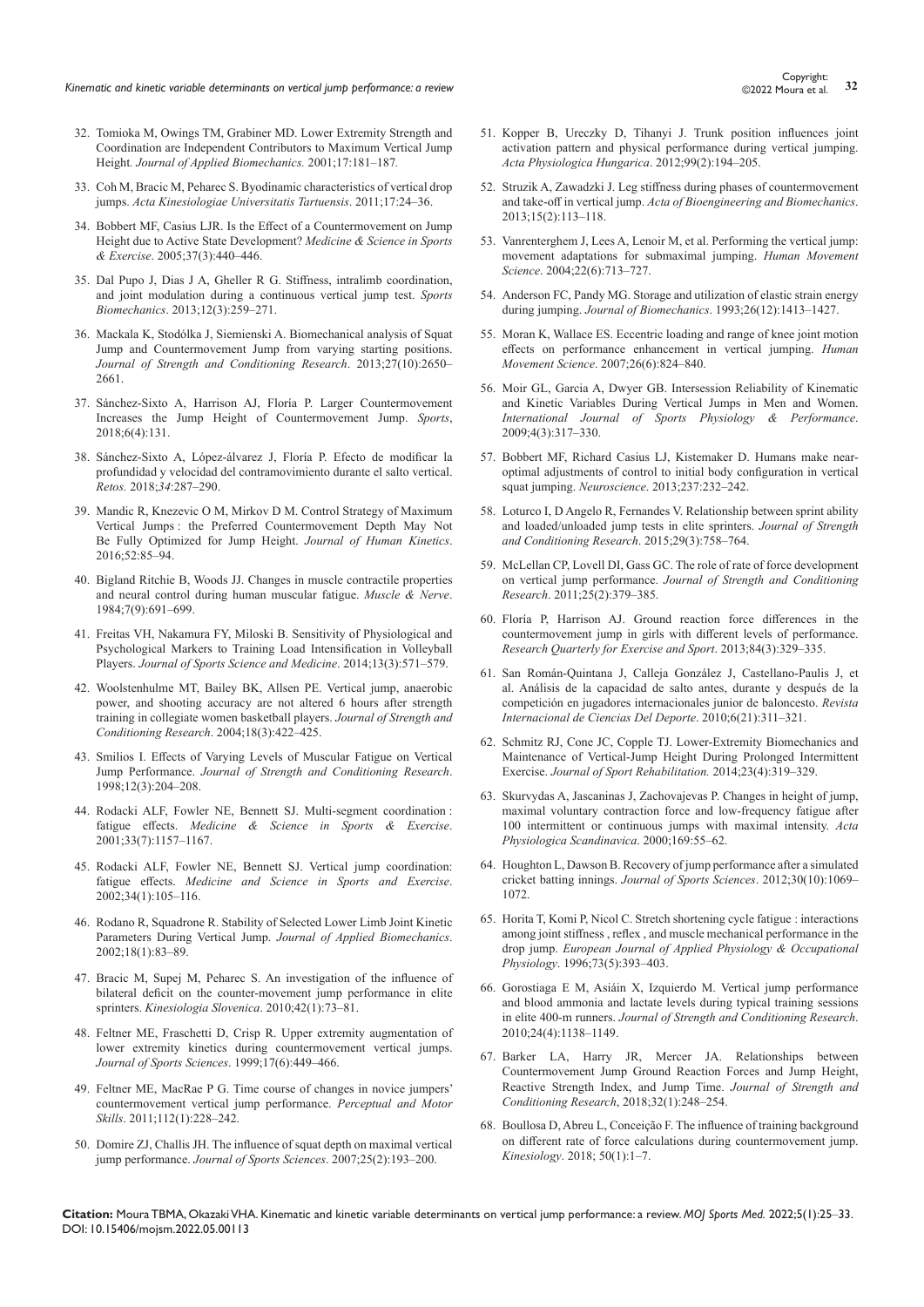32. Tomioka M, Owings TM, Grabiner MD. Lower Extremity Strength and Coordination are Independent Contributors to Maximum Vertical Jump Height. *Journal of Applied Biomechanics.* 2001;17:181–187.
33. Coh M, Bracic M, Peharec S. Byodinamic characteristics of vertical drop jumps. *Acta Kinesiologiae Universitatis Tartuensis*. 2011;17:24–36.
34. Bobbert MF, Casius LJR. Is the Effect of a Countermovement on Jump Height due to Active State Development? *Medicine & Science in Sports & Exercise*. 2005;37(3):440–446.
35. Dal Pupo J, Dias J A, Gheller R G. Stiffness, intralimb coordination, and joint modulation during a continuous vertical jump test. *Sports Biomechanics*. 2013;12(3):259–271.
36. Mackala K, Stodólka J, Siemienski A. Biomechanical analysis of Squat Jump and Countermovement Jump from varying starting positions. *Journal of Strength and Conditioning Research*. 2013;27(10):2650–2661.
37. Sánchez-Sixto A, Harrison AJ, Floría P. Larger Countermovement Increases the Jump Height of Countermovement Jump. *Sports*, 2018;6(4):131.
38. Sánchez-Sixto A, López-álvarez J, Floría P. Efecto de modificar la profundidad y velocidad del contramovimiento durante el salto vertical. *Retos.* 2018;*34*:287–290.
39. Mandic R, Knezevic O M, Mirkov D M. Control Strategy of Maximum Vertical Jumps : the Preferred Countermovement Depth May Not Be Fully Optimized for Jump Height. *Journal of Human Kinetics*. 2016;52:85–94.
40. Bigland Ritchie B, Woods JJ. Changes in muscle contractile properties and neural control during human muscular fatigue. *Muscle & Nerve*. 1984;7(9):691–699.
41. Freitas VH, Nakamura FY, Miloski B. Sensitivity of Physiological and Psychological Markers to Training Load Intensification in Volleyball Players. *Journal of Sports Science and Medicine*. 2014;13(3):571–579.
42. Woolstenhulme MT, Bailey BK, Allsen PE. Vertical jump, anaerobic power, and shooting accuracy are not altered 6 hours after strength training in collegiate women basketball players. *Journal of Strength and Conditioning Research*. 2004;18(3):422–425.
43. Smilios I. Effects of Varying Levels of Muscular Fatigue on Vertical Jump Performance. *Journal of Strength and Conditioning Research*. 1998;12(3):204–208.
44. Rodacki ALF, Fowler NE, Bennett SJ. Multi-segment coordination : fatigue effects. *Medicine & Science in Sports & Exercise*. 2001;33(7):1157–1167.
45. Rodacki ALF, Fowler NE, Bennett SJ. Vertical jump coordination: fatigue effects. *Medicine and Science in Sports and Exercise*. 2002;34(1):105–116.
46. Rodano R, Squadrone R. Stability of Selected Lower Limb Joint Kinetic Parameters During Vertical Jump. *Journal of Applied Biomechanics*. 2002;18(1):83–89.
47. Bracic M, Supej M, Peharec S. An investigation of the influence of bilateral deficit on the counter-movement jump performance in elite sprinters. *Kinesiologia Slovenica*. 2010;42(1):73–81.
48. Feltner ME, Fraschetti D, Crisp R. Upper extremity augmentation of lower extremity kinetics during countermovement vertical jumps. *Journal of Sports Sciences*. 1999;17(6):449–466.
49. Feltner ME, MacRae P G. Time course of changes in novice jumpers' countermovement vertical jump performance. *Perceptual and Motor Skills*. 2011;112(1):228–242.
50. Domire ZJ, Challis JH. The influence of squat depth on maximal vertical jump performance. *Journal of Sports Sciences*. 2007;25(2):193–200.
51. Kopper B, Ureczky D, Tihanyi J. Trunk position influences joint activation pattern and physical performance during vertical jumping. *Acta Physiologica Hungarica*. 2012;99(2):194–205.
52. Struzik A, Zawadzki J. Leg stiffness during phases of countermovement and take-off in vertical jump. *Acta of Bioengineering and Biomechanics*. 2013;15(2):113–118.
53. Vanrenterghem J, Lees A, Lenoir M, et al. Performing the vertical jump: movement adaptations for submaximal jumping. *Human Movement Science*. 2004;22(6):713–727.
54. Anderson FC, Pandy MG. Storage and utilization of elastic strain energy during jumping. *Journal of Biomechanics*. 1993;26(12):1413–1427.
55. Moran K, Wallace ES. Eccentric loading and range of knee joint motion effects on performance enhancement in vertical jumping. *Human Movement Science*. 2007;26(6):824–840.
56. Moir GL, Garcia A, Dwyer GB. Intersession Reliability of Kinematic and Kinetic Variables During Vertical Jumps in Men and Women. *International Journal of Sports Physiology & Performance*. 2009;4(3):317–330.
57. Bobbert MF, Richard Casius LJ, Kistemaker D. Humans make near-optimal adjustments of control to initial body configuration in vertical squat jumping. *Neuroscience*. 2013;237:232–242.
58. Loturco I, D Angelo R, Fernandes V. Relationship between sprint ability and loaded/unloaded jump tests in elite sprinters. *Journal of Strength and Conditioning Research*. 2015;29(3):758–764.
59. McLellan CP, Lovell DI, Gass GC. The role of rate of force development on vertical jump performance. *Journal of Strength and Conditioning Research*. 2011;25(2):379–385.
60. Floría P, Harrison AJ. Ground reaction force differences in the countermovement jump in girls with different levels of performance. *Research Quarterly for Exercise and Sport*. 2013;84(3):329–335.
61. San Román-Quintana J, Calleja González J, Castellano-Paulis J, et al. Análisis de la capacidad de salto antes, durante y después de la competición en jugadores internacionales junior de baloncesto. *Revista Internacional de Ciencias Del Deporte*. 2010;6(21):311–321.
62. Schmitz RJ, Cone JC, Copple TJ. Lower-Extremity Biomechanics and Maintenance of Vertical-Jump Height During Prolonged Intermittent Exercise. *Journal of Sport Rehabilitation.* 2014;23(4):319–329.
63. Skurvydas A, Jascaninas J, Zachovajevas P. Changes in height of jump, maximal voluntary contraction force and low-frequency fatigue after 100 intermittent or continuous jumps with maximal intensity. *Acta Physiologica Scandinavica*. 2000;169:55–62.
64. Houghton L, Dawson B. Recovery of jump performance after a simulated cricket batting innings. *Journal of Sports Sciences*. 2012;30(10):1069–1072.
65. Horita T, Komi P, Nicol C. Stretch shortening cycle fatigue : interactions among joint stiffness , reflex , and muscle mechanical performance in the drop jump. *European Journal of Applied Physiology & Occupational Physiology*. 1996;73(5):393–403.
66. Gorostiaga E M, Asiáin X, Izquierdo M. Vertical jump performance and blood ammonia and lactate levels during typical training sessions in elite 400-m runners. *Journal of Strength and Conditioning Research*. 2010;24(4):1138–1149.
67. Barker LA, Harry JR, Mercer JA. Relationships between Countermovement Jump Ground Reaction Forces and Jump Height, Reactive Strength Index, and Jump Time. *Journal of Strength and Conditioning Research*, 2018;32(1):248–254.
68. Boullosa D, Abreu L, Conceição F. The influence of training background on different rate of force calculations during countermovement jump. *Kinesiology*. 2018; 50(1):1–7.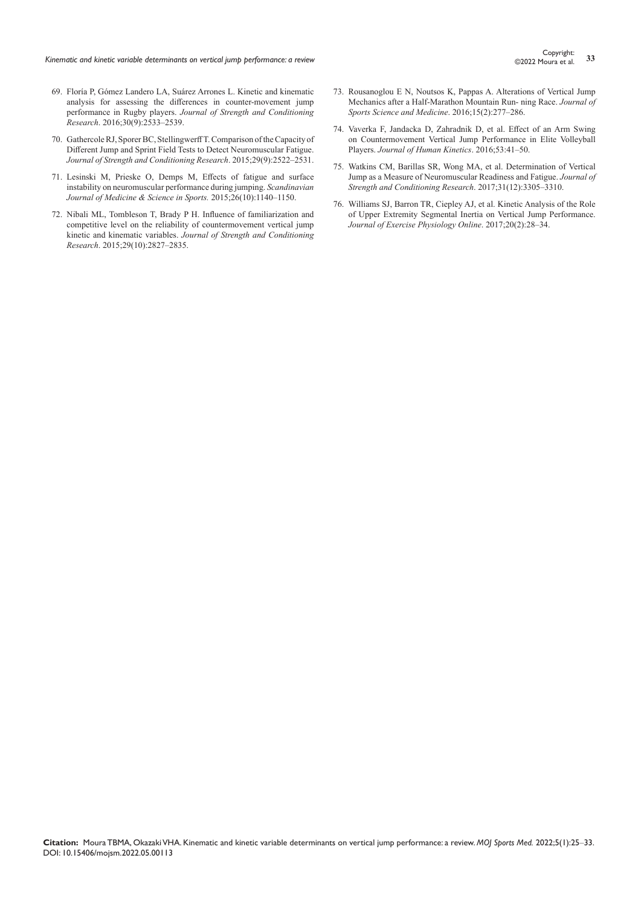69. Floría P, Gómez Landero LA, Suárez Arrones L. Kinetic and kinematic analysis for assessing the differences in counter-movement jump performance in Rugby players. *Journal of Strength and Conditioning Research*. 2016;30(9):2533–2539.
70. Gathercole RJ, Sporer BC, Stellingwerff T. Comparison of the Capacity of Different Jump and Sprint Field Tests to Detect Neuromuscular Fatigue. *Journal of Strength and Conditioning Research*. 2015;29(9):2522–2531.
71. Lesinski M, Prieske O, Demps M, Effects of fatigue and surface instability on neuromuscular performance during jumping. *Scandinavian Journal of Medicine & Science in Sports.* 2015;26(10):1140–1150.
72. Nibali ML, Tombleson T, Brady P H. Influence of familiarization and competitive level on the reliability of countermovement vertical jump kinetic and kinematic variables. *Journal of Strength and Conditioning Research*. 2015;29(10):2827–2835.
73. Rousanoglou E N, Noutsos K, Pappas A. Alterations of Vertical Jump Mechanics after a Half-Marathon Mountain Run- ning Race. *Journal of Sports Science and Medicine*. 2016;15(2):277–286.
74. Vaverka F, Jandacka D, Zahradnik D, et al. Effect of an Arm Swing on Countermovement Vertical Jump Performance in Elite Volleyball Players. *Journal of Human Kinetics*. 2016;53:41–50.
75. Watkins CM, Barillas SR, Wong MA, et al. Determination of Vertical Jump as a Measure of Neuromuscular Readiness and Fatigue. *Journal of Strength and Conditioning Research*. 2017;31(12):3305–3310.
76. Williams SJ, Barron TR, Ciepley AJ, et al. Kinetic Analysis of the Role of Upper Extremity Segmental Inertia on Vertical Jump Performance. *Journal of Exercise Physiology Online*. 2017;20(2):28–34.